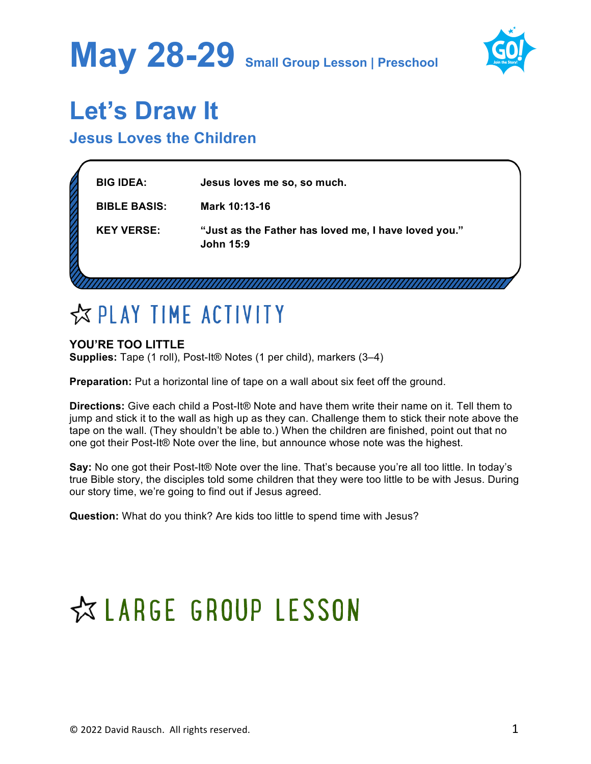# May 28-29 Small Group Lesson | Preschool

## Let's Draw It

### Jesus Loves the Children

| | |
|---|---|
| **BIG IDEA:** | **Jesus loves me so, so much.** |
| **BIBLE BASIS:** | **Mark 10:13-16** |
| **KEY VERSE:** | **"Just as the Father has loved me, I have loved you." John 15:9** |

## ☆ PLAY TIME ACTIVITY

**YOU'RE TOO LITTLE**

**Supplies:** Tape (1 roll), Post-It® Notes (1 per child), markers (3–4)

**Preparation:** Put a horizontal line of tape on a wall about six feet off the ground.

**Directions:** Give each child a Post-It® Note and have them write their name on it. Tell them to jump and stick it to the wall as high up as they can. Challenge them to stick their note above the tape on the wall. (They shouldn't be able to.) When the children are finished, point out that no one got their Post-It® Note over the line, but announce whose note was the highest.

**Say:** No one got their Post-It® Note over the line. That's because you're all too little. In today's true Bible story, the disciples told some children that they were too little to be with Jesus. During our story time, we're going to find out if Jesus agreed.

**Question:** What do you think? Are kids too little to spend time with Jesus?

## ☆ LARGE GROUP LESSON

© 2022 David Rausch. All rights reserved.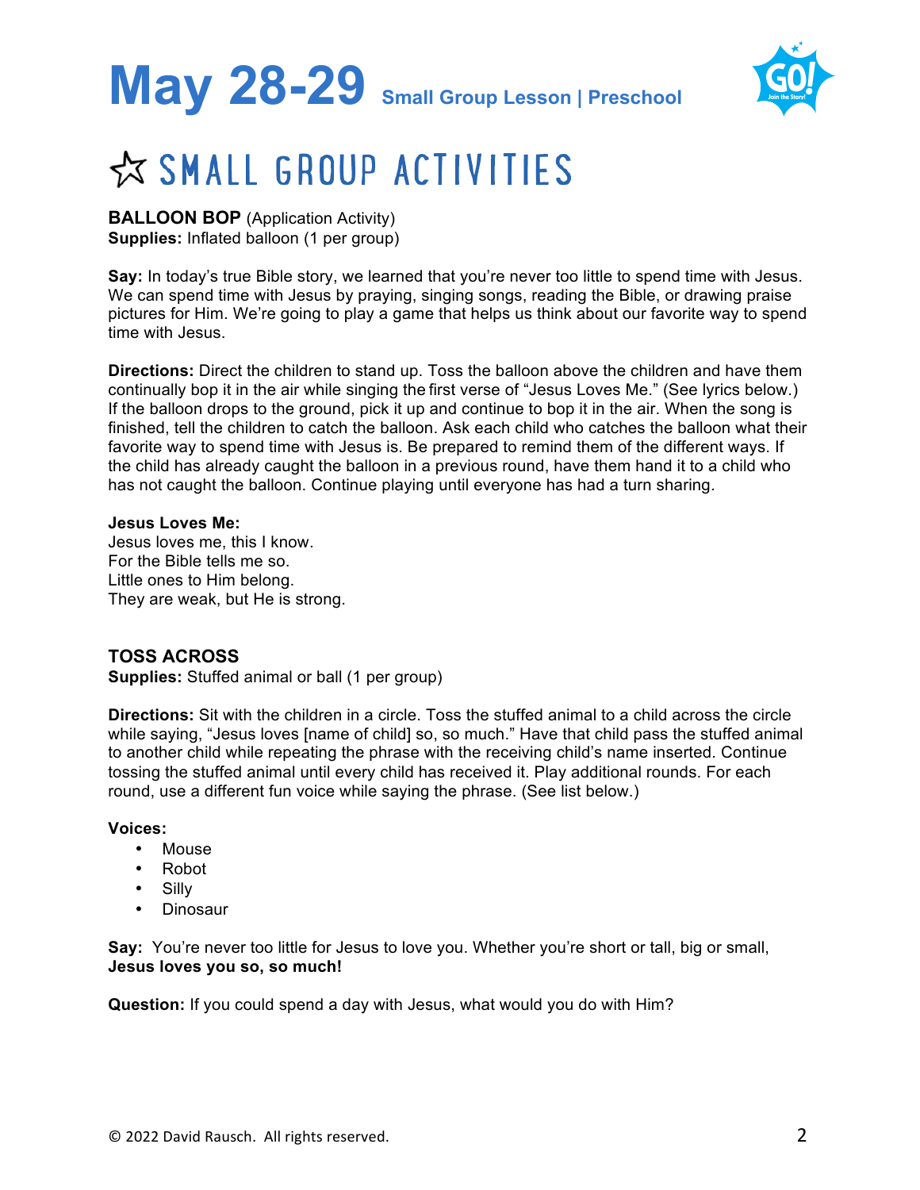# May 28-29 Small Group Lesson | Preschool

## ☆ SMALL GROUP ACTIVITIES

**BALLOON BOP** (Application Activity)
**Supplies:** Inflated balloon (1 per group)

**Say:** In today's true Bible story, we learned that you're never too little to spend time with Jesus. We can spend time with Jesus by praying, singing songs, reading the Bible, or drawing praise pictures for Him. We're going to play a game that helps us think about our favorite way to spend time with Jesus.

**Directions:** Direct the children to stand up. Toss the balloon above the children and have them continually bop it in the air while singing the first verse of "Jesus Loves Me." (See lyrics below.) If the balloon drops to the ground, pick it up and continue to bop it in the air. When the song is finished, tell the children to catch the balloon. Ask each child who catches the balloon what their favorite way to spend time with Jesus is. Be prepared to remind them of the different ways. If the child has already caught the balloon in a previous round, have them hand it to a child who has not caught the balloon. Continue playing until everyone has had a turn sharing.

**Jesus Loves Me:**
Jesus loves me, this I know.
For the Bible tells me so.
Little ones to Him belong.
They are weak, but He is strong.

**TOSS ACROSS**
**Supplies:** Stuffed animal or ball (1 per group)

**Directions:** Sit with the children in a circle. Toss the stuffed animal to a child across the circle while saying, "Jesus loves [name of child] so, so much." Have that child pass the stuffed animal to another child while repeating the phrase with the receiving child's name inserted. Continue tossing the stuffed animal until every child has received it. Play additional rounds. For each round, use a different fun voice while saying the phrase. (See list below.)

**Voices:**
- Mouse
- Robot
- Silly
- Dinosaur

**Say:** You're never too little for Jesus to love you. Whether you're short or tall, big or small, **Jesus loves you so, so much!**

**Question:** If you could spend a day with Jesus, what would you do with Him?

© 2022 David Rausch. All rights reserved.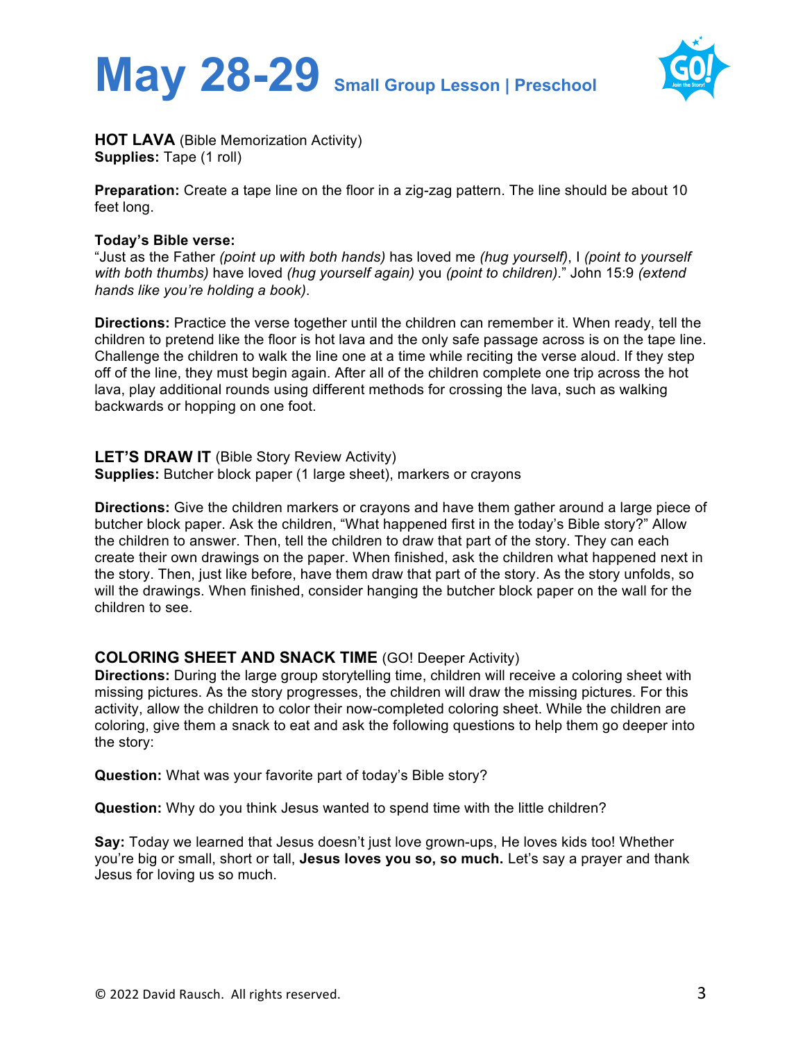# May 28-29 Small Group Lesson | Preschool

**HOT LAVA** (Bible Memorization Activity)
**Supplies:** Tape (1 roll)

**Preparation:** Create a tape line on the floor in a zig-zag pattern. The line should be about 10 feet long.

**Today's Bible verse:**
"Just as the Father *(point up with both hands)* has loved me *(hug yourself)*, I *(point to yourself with both thumbs)* have loved *(hug yourself again)* you *(point to children)*." John 15:9 *(extend hands like you're holding a book)*.

**Directions:** Practice the verse together until the children can remember it. When ready, tell the children to pretend like the floor is hot lava and the only safe passage across is on the tape line. Challenge the children to walk the line one at a time while reciting the verse aloud. If they step off of the line, they must begin again. After all of the children complete one trip across the hot lava, play additional rounds using different methods for crossing the lava, such as walking backwards or hopping on one foot.

**LET'S DRAW IT** (Bible Story Review Activity)
**Supplies:** Butcher block paper (1 large sheet), markers or crayons

**Directions:** Give the children markers or crayons and have them gather around a large piece of butcher block paper. Ask the children, "What happened first in the today's Bible story?" Allow the children to answer. Then, tell the children to draw that part of the story. They can each create their own drawings on the paper. When finished, ask the children what happened next in the story. Then, just like before, have them draw that part of the story. As the story unfolds, so will the drawings. When finished, consider hanging the butcher block paper on the wall for the children to see.

**COLORING SHEET AND SNACK TIME** (GO! Deeper Activity)
**Directions:** During the large group storytelling time, children will receive a coloring sheet with missing pictures. As the story progresses, the children will draw the missing pictures. For this activity, allow the children to color their now-completed coloring sheet. While the children are coloring, give them a snack to eat and ask the following questions to help them go deeper into the story:

**Question:** What was your favorite part of today's Bible story?

**Question:** Why do you think Jesus wanted to spend time with the little children?

**Say:** Today we learned that Jesus doesn't just love grown-ups, He loves kids too! Whether you're big or small, short or tall, **Jesus loves you so, so much.** Let's say a prayer and thank Jesus for loving us so much.

© 2022 David Rausch. All rights reserved.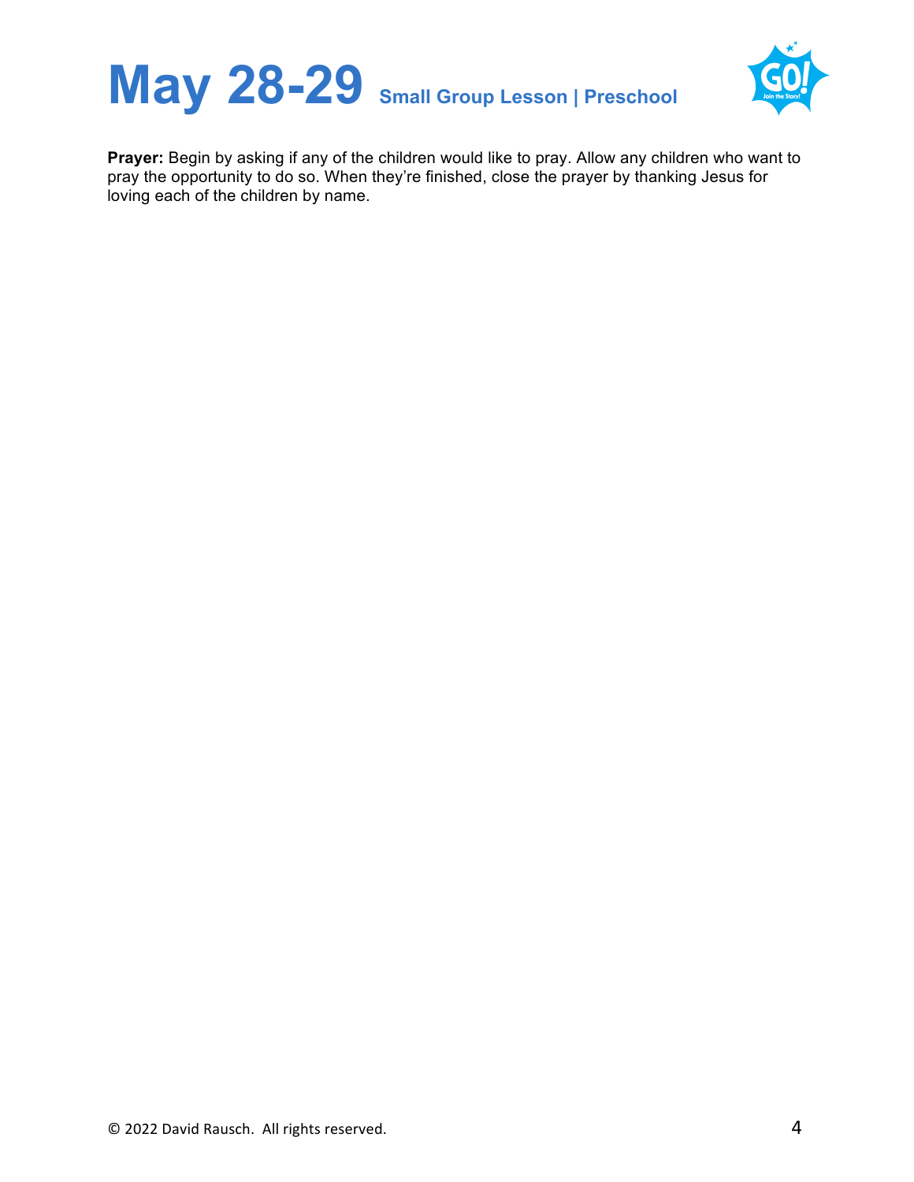# May 28-29 Small Group Lesson | Preschool

**Prayer:** Begin by asking if any of the children would like to pray. Allow any children who want to pray the opportunity to do so. When they're finished, close the prayer by thanking Jesus for loving each of the children by name.

© 2022 David Rausch. All rights reserved.